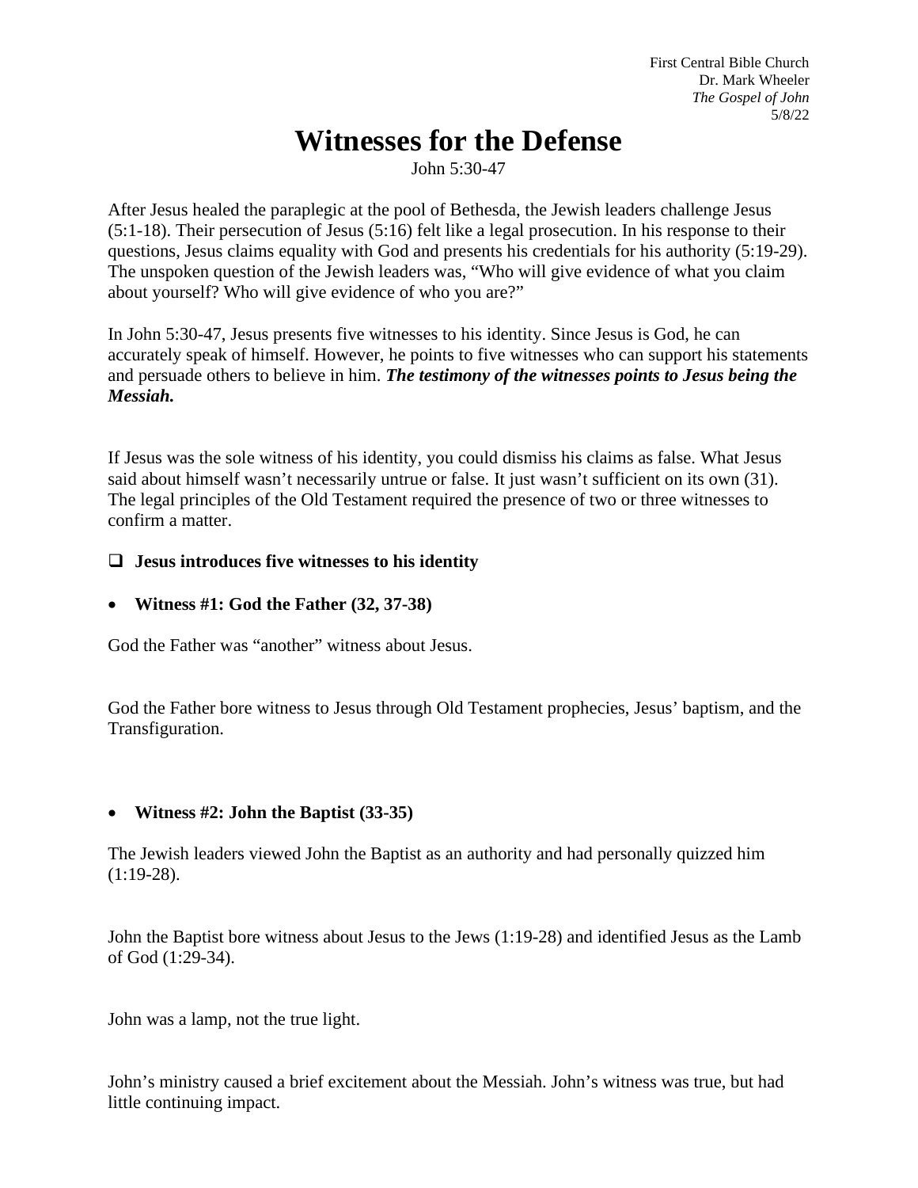First Central Bible Church
Dr. Mark Wheeler
*The Gospel of John*
5/8/22

# Witnesses for the Defense

John 5:30-47

After Jesus healed the paraplegic at the pool of Bethesda, the Jewish leaders challenge Jesus (5:1-18). Their persecution of Jesus (5:16) felt like a legal prosecution. In his response to their questions, Jesus claims equality with God and presents his credentials for his authority (5:19-29). The unspoken question of the Jewish leaders was, "Who will give evidence of what you claim about yourself? Who will give evidence of who you are?"

In John 5:30-47, Jesus presents five witnesses to his identity. Since Jesus is God, he can accurately speak of himself. However, he points to five witnesses who can support his statements and persuade others to believe in him. ***The testimony of the witnesses points to Jesus being the Messiah.***

If Jesus was the sole witness of his identity, you could dismiss his claims as false. What Jesus said about himself wasn't necessarily untrue or false. It just wasn't sufficient on its own (31). The legal principles of the Old Testament required the presence of two or three witnesses to confirm a matter.

- [ ] **Jesus introduces five witnesses to his identity**

- **Witness #1: God the Father (32, 37-38)**

God the Father was "another" witness about Jesus.

God the Father bore witness to Jesus through Old Testament prophecies, Jesus' baptism, and the Transfiguration.

- **Witness #2: John the Baptist (33-35)**

The Jewish leaders viewed John the Baptist as an authority and had personally quizzed him (1:19-28).

John the Baptist bore witness about Jesus to the Jews (1:19-28) and identified Jesus as the Lamb of God (1:29-34).

John was a lamp, not the true light.

John's ministry caused a brief excitement about the Messiah. John's witness was true, but had little continuing impact.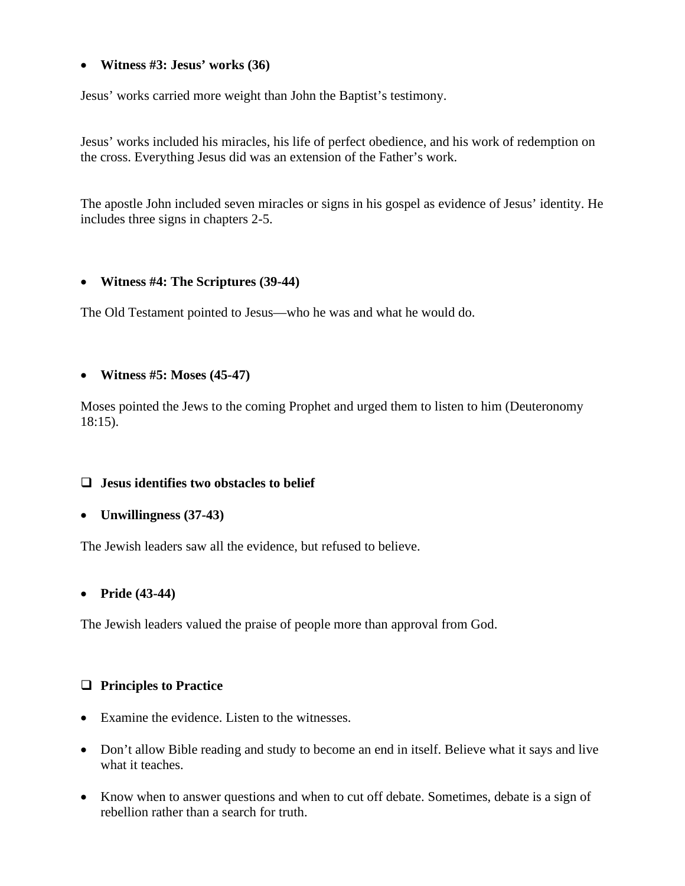- **Witness #3: Jesus' works (36)**

Jesus' works carried more weight than John the Baptist's testimony.

Jesus' works included his miracles, his life of perfect obedience, and his work of redemption on the cross. Everything Jesus did was an extension of the Father's work.

The apostle John included seven miracles or signs in his gospel as evidence of Jesus' identity. He includes three signs in chapters 2-5.

- **Witness #4: The Scriptures (39-44)**

The Old Testament pointed to Jesus—who he was and what he would do.

- **Witness #5: Moses (45-47)**

Moses pointed the Jews to the coming Prophet and urged them to listen to him (Deuteronomy 18:15).

- [ ] **Jesus identifies two obstacles to belief**

- **Unwillingness (37-43)**

The Jewish leaders saw all the evidence, but refused to believe.

- **Pride (43-44)**

The Jewish leaders valued the praise of people more than approval from God.

- [ ] **Principles to Practice**

- Examine the evidence. Listen to the witnesses.
- Don't allow Bible reading and study to become an end in itself. Believe what it says and live what it teaches.
- Know when to answer questions and when to cut off debate. Sometimes, debate is a sign of rebellion rather than a search for truth.